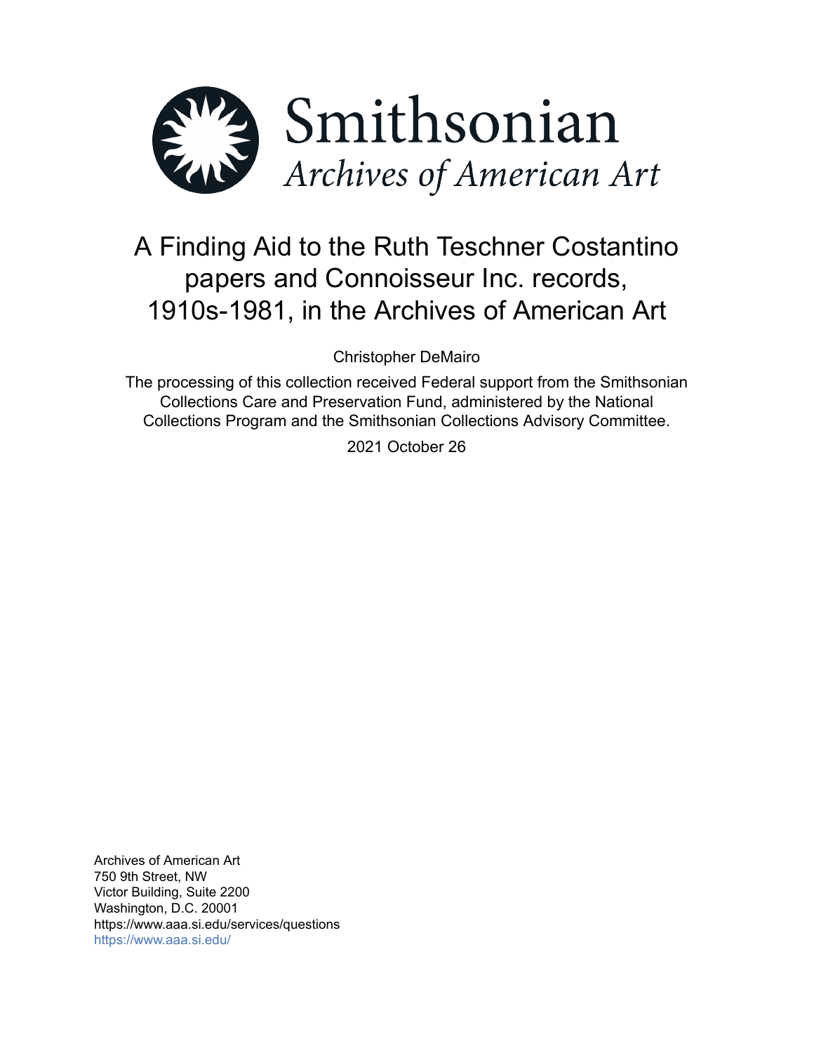Smithsonian

*Archives of American Art*

# A Finding Aid to the Ruth Teschner Costantino papers and Connoisseur Inc. records, 1910s-1981, in the Archives of American Art

Christopher DeMairo

The processing of this collection received Federal support from the Smithsonian Collections Care and Preservation Fund, administered by the National Collections Program and the Smithsonian Collections Advisory Committee.

2021 October 26

Archives of American Art
750 9th Street, NW
Victor Building, Suite 2200
Washington, D.C. 20001
https://www.aaa.si.edu/services/questions
https://www.aaa.si.edu/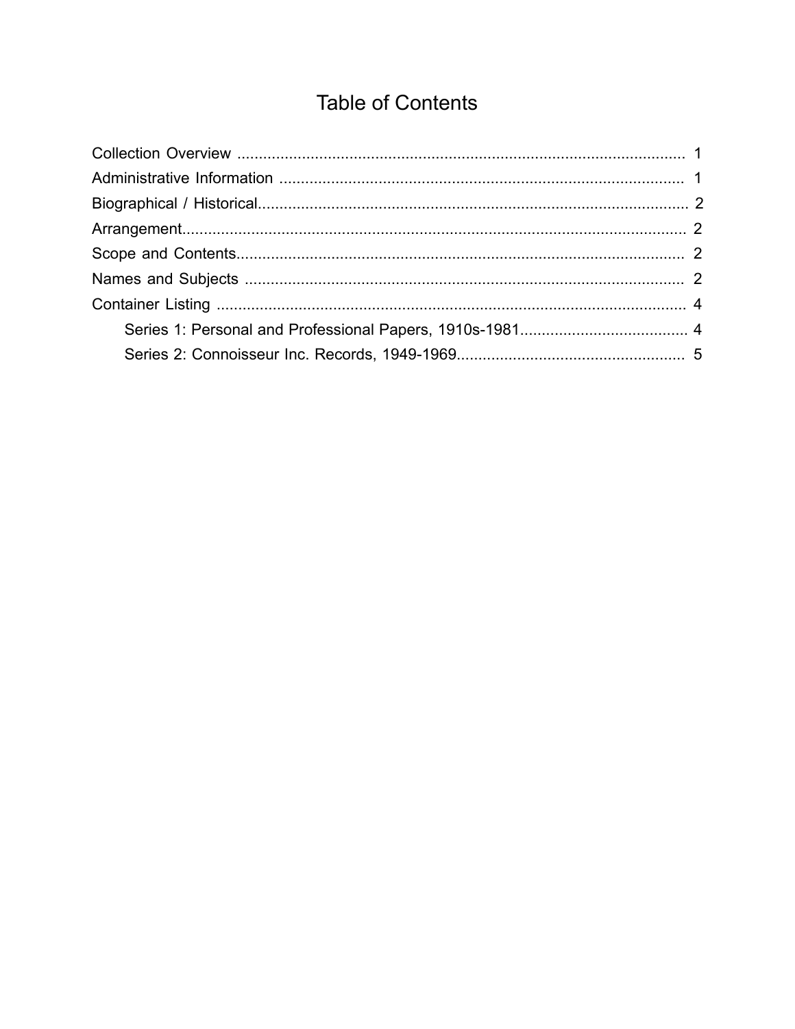# Table of Contents

- Collection Overview ........................................................................................................ 1
- Administrative Information .............................................................................................. 1
- Biographical / Historical.................................................................................................... 2
- Arrangement...................................................................................................................... 2
- Scope and Contents........................................................................................................ 2
- Names and Subjects ...................................................................................................... 2
- Container Listing ............................................................................................................. 4
  - Series 1: Personal and Professional Papers, 1910s-1981....................................... 4
  - Series 2: Connoisseur Inc. Records, 1949-1969..................................................... 5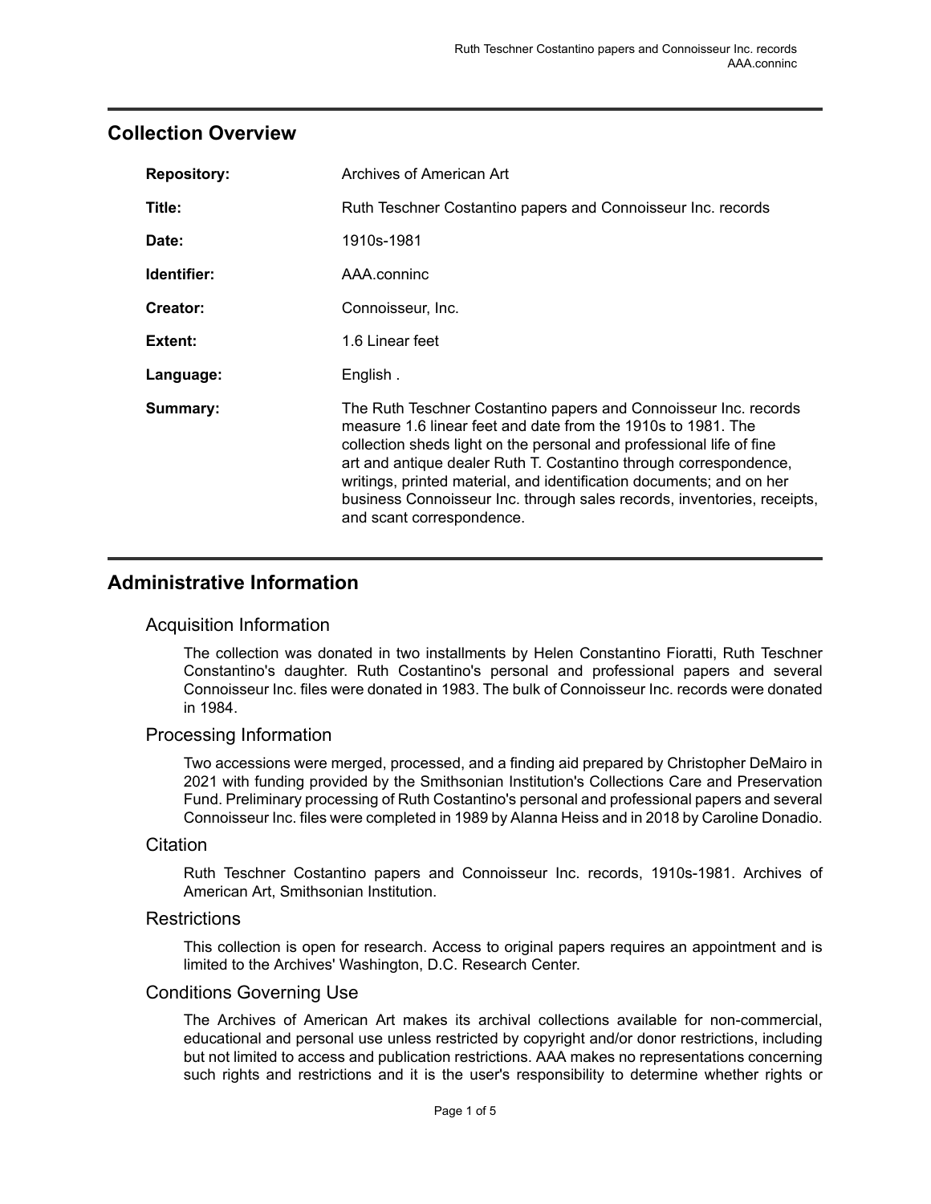## Collection Overview

| | |
|---|---|
| **Repository:** | Archives of American Art |
| **Title:** | Ruth Teschner Costantino papers and Connoisseur Inc. records |
| **Date:** | 1910s-1981 |
| **Identifier:** | AAA.conninc |
| **Creator:** | Connoisseur, Inc. |
| **Extent:** | 1.6 Linear feet |
| **Language:** | English . |
| **Summary:** | The Ruth Teschner Costantino papers and Connoisseur Inc. records measure 1.6 linear feet and date from the 1910s to 1981. The collection sheds light on the personal and professional life of fine art and antique dealer Ruth T. Costantino through correspondence, writings, printed material, and identification documents; and on her business Connoisseur Inc. through sales records, inventories, receipts, and scant correspondence. |

## Administrative Information

### Acquisition Information

The collection was donated in two installments by Helen Constantino Fioratti, Ruth Teschner Constantino's daughter. Ruth Costantino's personal and professional papers and several Connoisseur Inc. files were donated in 1983. The bulk of Connoisseur Inc. records were donated in 1984.

### Processing Information

Two accessions were merged, processed, and a finding aid prepared by Christopher DeMairo in 2021 with funding provided by the Smithsonian Institution's Collections Care and Preservation Fund. Preliminary processing of Ruth Costantino's personal and professional papers and several Connoisseur Inc. files were completed in 1989 by Alanna Heiss and in 2018 by Caroline Donadio.

### Citation

Ruth Teschner Costantino papers and Connoisseur Inc. records, 1910s-1981. Archives of American Art, Smithsonian Institution.

### Restrictions

This collection is open for research. Access to original papers requires an appointment and is limited to the Archives' Washington, D.C. Research Center.

### Conditions Governing Use

The Archives of American Art makes its archival collections available for non-commercial, educational and personal use unless restricted by copyright and/or donor restrictions, including but not limited to access and publication restrictions. AAA makes no representations concerning such rights and restrictions and it is the user's responsibility to determine whether rights or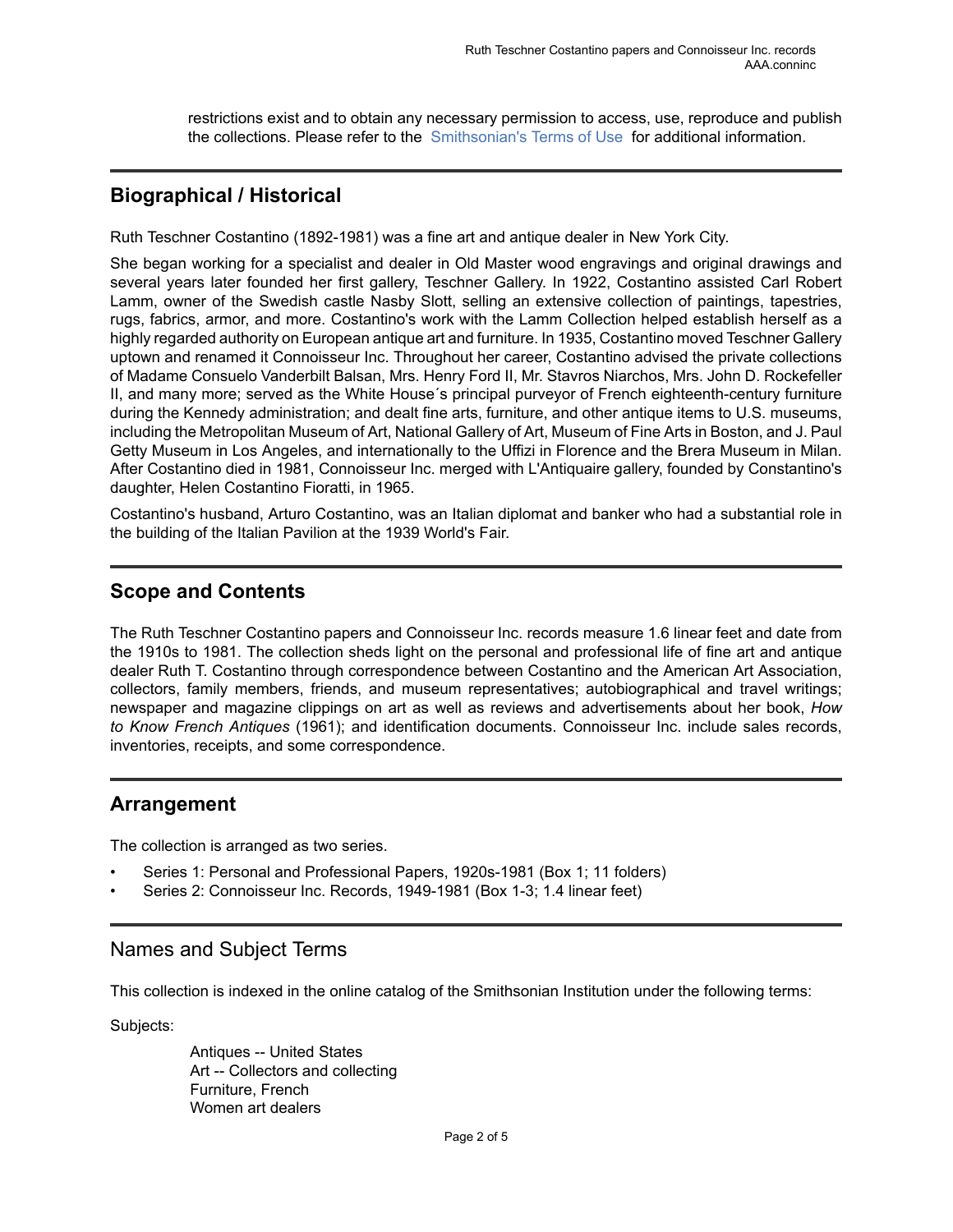restrictions exist and to obtain any necessary permission to access, use, reproduce and publish the collections. Please refer to the Smithsonian's Terms of Use for additional information.

## Biographical / Historical

Ruth Teschner Costantino (1892-1981) was a fine art and antique dealer in New York City.

She began working for a specialist and dealer in Old Master wood engravings and original drawings and several years later founded her first gallery, Teschner Gallery. In 1922, Costantino assisted Carl Robert Lamm, owner of the Swedish castle Nasby Slott, selling an extensive collection of paintings, tapestries, rugs, fabrics, armor, and more. Costantino's work with the Lamm Collection helped establish herself as a highly regarded authority on European antique art and furniture. In 1935, Costantino moved Teschner Gallery uptown and renamed it Connoisseur Inc. Throughout her career, Costantino advised the private collections of Madame Consuelo Vanderbilt Balsan, Mrs. Henry Ford II, Mr. Stavros Niarchos, Mrs. John D. Rockefeller II, and many more; served as the White House´s principal purveyor of French eighteenth-century furniture during the Kennedy administration; and dealt fine arts, furniture, and other antique items to U.S. museums, including the Metropolitan Museum of Art, National Gallery of Art, Museum of Fine Arts in Boston, and J. Paul Getty Museum in Los Angeles, and internationally to the Uffizi in Florence and the Brera Museum in Milan. After Costantino died in 1981, Connoisseur Inc. merged with L'Antiquaire gallery, founded by Costantino's daughter, Helen Costantino Fioratti, in 1965.

Costantino's husband, Arturo Costantino, was an Italian diplomat and banker who had a substantial role in the building of the Italian Pavilion at the 1939 World's Fair.

## Scope and Contents

The Ruth Teschner Costantino papers and Connoisseur Inc. records measure 1.6 linear feet and date from the 1910s to 1981. The collection sheds light on the personal and professional life of fine art and antique dealer Ruth T. Costantino through correspondence between Costantino and the American Art Association, collectors, family members, friends, and museum representatives; autobiographical and travel writings; newspaper and magazine clippings on art as well as reviews and advertisements about her book, *How to Know French Antiques* (1961); and identification documents. Connoisseur Inc. include sales records, inventories, receipts, and some correspondence.

## Arrangement

The collection is arranged as two series.

- Series 1: Personal and Professional Papers, 1920s-1981 (Box 1; 11 folders)
- Series 2: Connoisseur Inc. Records, 1949-1981 (Box 1-3; 1.4 linear feet)

## Names and Subject Terms

This collection is indexed in the online catalog of the Smithsonian Institution under the following terms:

Subjects:

Antiques -- United States
Art -- Collectors and collecting
Furniture, French
Women art dealers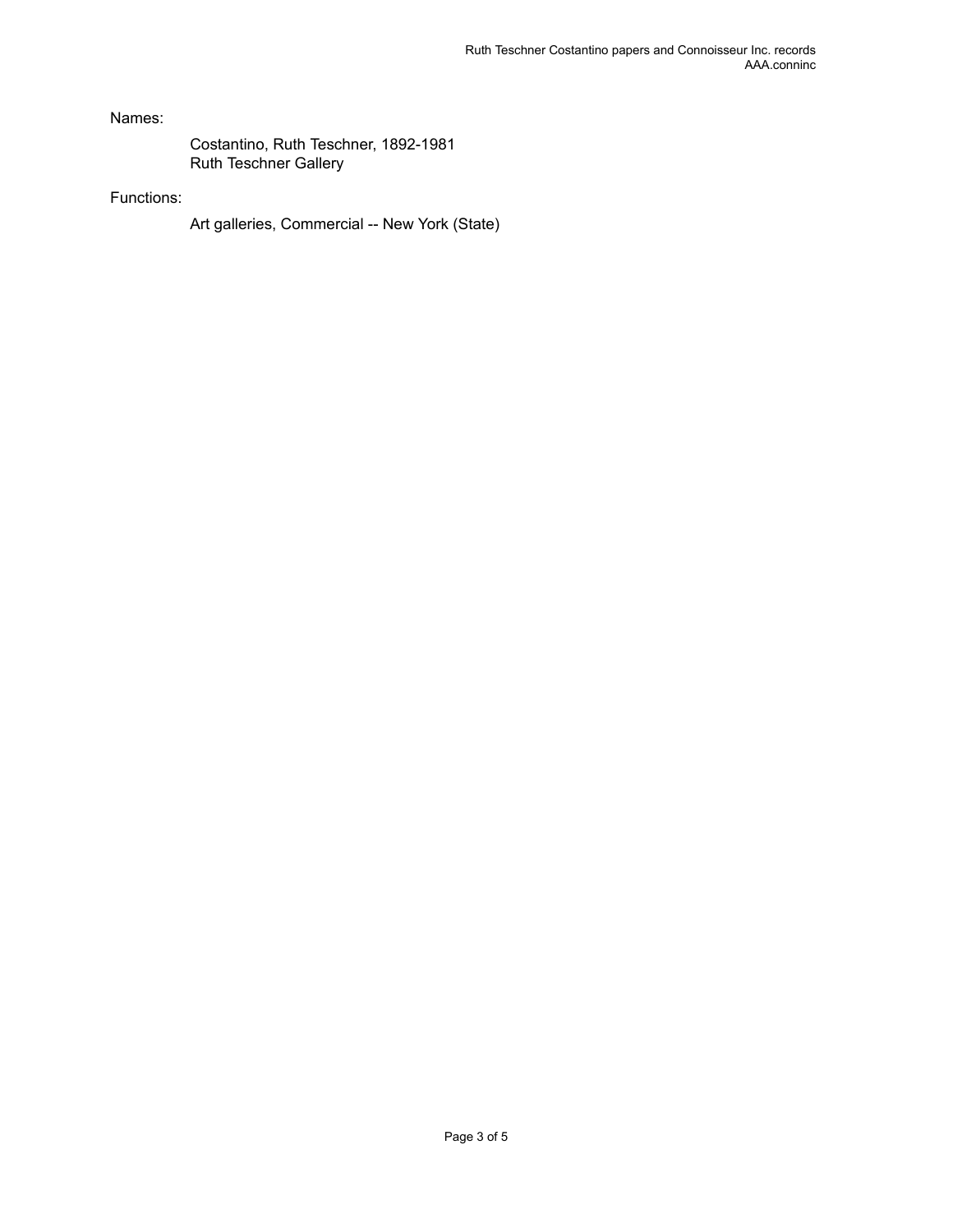Names:

Costantino, Ruth Teschner, 1892-1981
Ruth Teschner Gallery

Functions:

Art galleries, Commercial -- New York (State)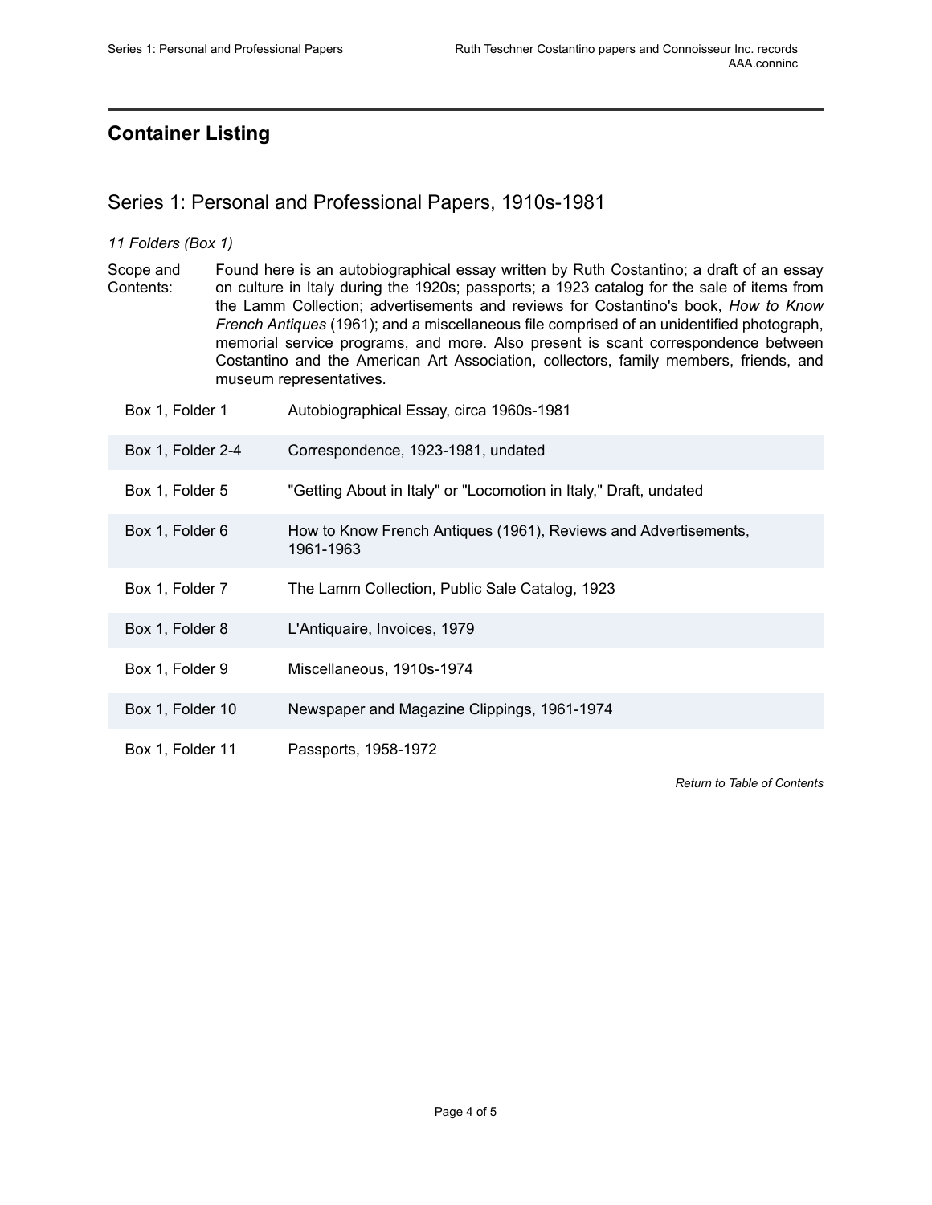## Container Listing

### Series 1: Personal and Professional Papers, 1910s-1981

*11 Folders (Box 1)*

Scope and Contents: Found here is an autobiographical essay written by Ruth Costantino; a draft of an essay on culture in Italy during the 1920s; passports; a 1923 catalog for the sale of items from the Lamm Collection; advertisements and reviews for Costantino's book, *How to Know French Antiques* (1961); and a miscellaneous file comprised of an unidentified photograph, memorial service programs, and more. Also present is scant correspondence between Costantino and the American Art Association, collectors, family members, friends, and museum representatives.

| | |
|---|---|
| Box 1, Folder 1 | Autobiographical Essay, circa 1960s-1981 |
| Box 1, Folder 2-4 | Correspondence, 1923-1981, undated |
| Box 1, Folder 5 | "Getting About in Italy" or "Locomotion in Italy," Draft, undated |
| Box 1, Folder 6 | How to Know French Antiques (1961), Reviews and Advertisements, 1961-1963 |
| Box 1, Folder 7 | The Lamm Collection, Public Sale Catalog, 1923 |
| Box 1, Folder 8 | L'Antiquaire, Invoices, 1979 |
| Box 1, Folder 9 | Miscellaneous, 1910s-1974 |
| Box 1, Folder 10 | Newspaper and Magazine Clippings, 1961-1974 |
| Box 1, Folder 11 | Passports, 1958-1972 |

*Return to Table of Contents*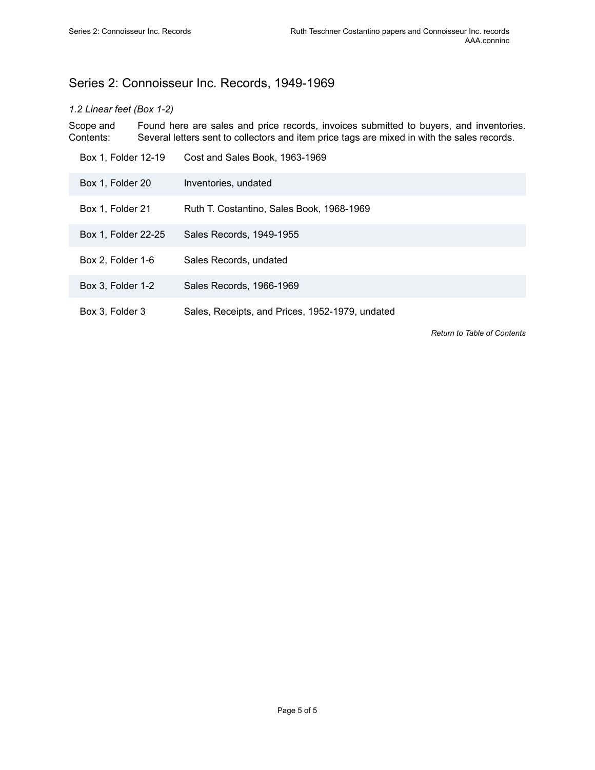## Series 2: Connoisseur Inc. Records, 1949-1969

*1.2 Linear feet (Box 1-2)*

Scope and Contents: Found here are sales and price records, invoices submitted to buyers, and inventories. Several letters sent to collectors and item price tags are mixed in with the sales records.

| | |
|---|---|
| Box 1, Folder 12-19 | Cost and Sales Book, 1963-1969 |
| Box 1, Folder 20 | Inventories, undated |
| Box 1, Folder 21 | Ruth T. Costantino, Sales Book, 1968-1969 |
| Box 1, Folder 22-25 | Sales Records, 1949-1955 |
| Box 2, Folder 1-6 | Sales Records, undated |
| Box 3, Folder 1-2 | Sales Records, 1966-1969 |
| Box 3, Folder 3 | Sales, Receipts, and Prices, 1952-1979, undated |

*Return to Table of Contents*